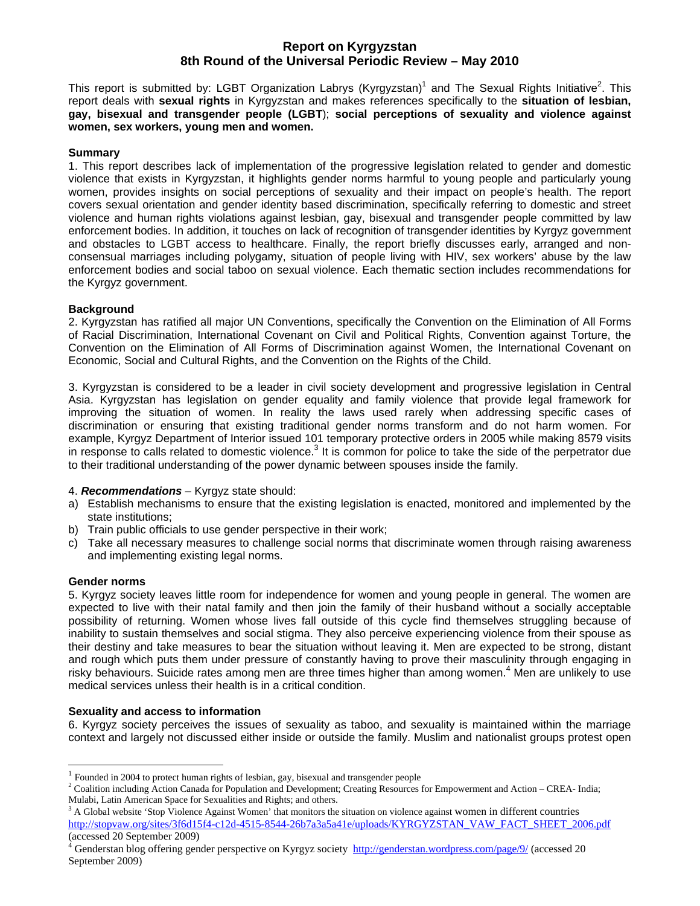# Report on Kyrgyzstan
## 8th Round of the Universal Periodic Review – May 2010

This report is submitted by: LGBT Organization Labrys (Kyrgyzstan)[1] and The Sexual Rights Initiative[2]. This report deals with **sexual rights** in Kyrgyzstan and makes references specifically to the **situation of lesbian, gay, bisexual and transgender people (LGBT)**; **social perceptions of sexuality and violence against women, sex workers, young men and women.**

### Summary

1. This report describes lack of implementation of the progressive legislation related to gender and domestic violence that exists in Kyrgyzstan, it highlights gender norms harmful to young people and particularly young women, provides insights on social perceptions of sexuality and their impact on people's health. The report covers sexual orientation and gender identity based discrimination, specifically referring to domestic and street violence and human rights violations against lesbian, gay, bisexual and transgender people committed by law enforcement bodies. In addition, it touches on lack of recognition of transgender identities by Kyrgyz government and obstacles to LGBT access to healthcare. Finally, the report briefly discusses early, arranged and non-consensual marriages including polygamy, situation of people living with HIV, sex workers' abuse by the law enforcement bodies and social taboo on sexual violence. Each thematic section includes recommendations for the Kyrgyz government.

### Background

2. Kyrgyzstan has ratified all major UN Conventions, specifically the Convention on the Elimination of All Forms of Racial Discrimination, International Covenant on Civil and Political Rights, Convention against Torture, the Convention on the Elimination of All Forms of Discrimination against Women, the International Covenant on Economic, Social and Cultural Rights, and the Convention on the Rights of the Child.

3. Kyrgyzstan is considered to be a leader in civil society development and progressive legislation in Central Asia. Kyrgyzstan has legislation on gender equality and family violence that provide legal framework for improving the situation of women. In reality the laws used rarely when addressing specific cases of discrimination or ensuring that existing traditional gender norms transform and do not harm women. For example, Kyrgyz Department of Interior issued 101 temporary protective orders in 2005 while making 8579 visits in response to calls related to domestic violence.[3] It is common for police to take the side of the perpetrator due to their traditional understanding of the power dynamic between spouses inside the family.

4. ***Recommendations*** – Kyrgyz state should:

a) Establish mechanisms to ensure that the existing legislation is enacted, monitored and implemented by the state institutions;
b) Train public officials to use gender perspective in their work;
c) Take all necessary measures to challenge social norms that discriminate women through raising awareness and implementing existing legal norms.

### Gender norms

5. Kyrgyz society leaves little room for independence for women and young people in general. The women are expected to live with their natal family and then join the family of their husband without a socially acceptable possibility of returning. Women whose lives fall outside of this cycle find themselves struggling because of inability to sustain themselves and social stigma. They also perceive experiencing violence from their spouse as their destiny and take measures to bear the situation without leaving it. Men are expected to be strong, distant and rough which puts them under pressure of constantly having to prove their masculinity through engaging in risky behaviours. Suicide rates among men are three times higher than among women.[4] Men are unlikely to use medical services unless their health is in a critical condition.

### Sexuality and access to information

6. Kyrgyz society perceives the issues of sexuality as taboo, and sexuality is maintained within the marriage context and largely not discussed either inside or outside the family. Muslim and nationalist groups protest open

---

[1] Founded in 2004 to protect human rights of lesbian, gay, bisexual and transgender people

[2] Coalition including Action Canada for Population and Development; Creating Resources for Empowerment and Action – CREA- India; Mulabi, Latin American Space for Sexualities and Rights; and others.

[3] A Global website 'Stop Violence Against Women' that monitors the situation on violence against women in different countries http://stopvaw.org/sites/3f6d15f4-c12d-4515-8544-26b7a3a5a41e/uploads/KYRGYZSTAN_VAW_FACT_SHEET_2006.pdf (accessed 20 September 2009)

[4] Genderstan blog offering gender perspective on Kyrgyz society http://genderstan.wordpress.com/page/9/ (accessed 20 September 2009)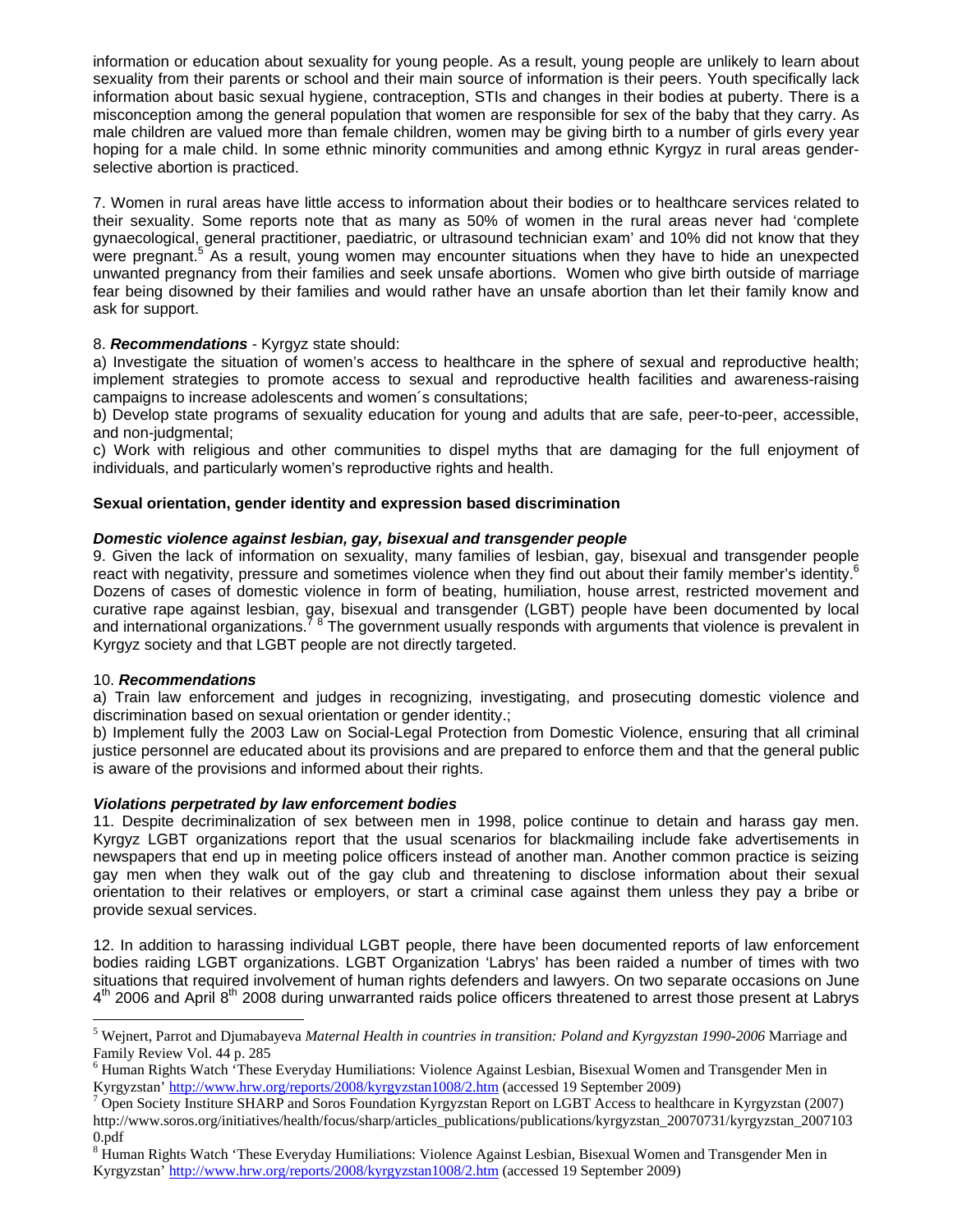information or education about sexuality for young people. As a result, young people are unlikely to learn about sexuality from their parents or school and their main source of information is their peers. Youth specifically lack information about basic sexual hygiene, contraception, STIs and changes in their bodies at puberty. There is a misconception among the general population that women are responsible for sex of the baby that they carry. As male children are valued more than female children, women may be giving birth to a number of girls every year hoping for a male child. In some ethnic minority communities and among ethnic Kyrgyz in rural areas gender-selective abortion is practiced.

7. Women in rural areas have little access to information about their bodies or to healthcare services related to their sexuality. Some reports note that as many as 50% of women in the rural areas never had 'complete gynaecological, general practitioner, paediatric, or ultrasound technician exam' and 10% did not know that they were pregnant.[5] As a result, young women may encounter situations when they have to hide an unexpected unwanted pregnancy from their families and seek unsafe abortions. Women who give birth outside of marriage fear being disowned by their families and would rather have an unsafe abortion than let their family know and ask for support.

8. ***Recommendations*** - Kyrgyz state should:

a) Investigate the situation of women's access to healthcare in the sphere of sexual and reproductive health; implement strategies to promote access to sexual and reproductive health facilities and awareness-raising campaigns to increase adolescents and women´s consultations;

b) Develop state programs of sexuality education for young and adults that are safe, peer-to-peer, accessible, and non-judgmental;

c) Work with religious and other communities to dispel myths that are damaging for the full enjoyment of individuals, and particularly women's reproductive rights and health.

**Sexual orientation, gender identity and expression based discrimination**

***Domestic violence against lesbian, gay, bisexual and transgender people***

9. Given the lack of information on sexuality, many families of lesbian, gay, bisexual and transgender people react with negativity, pressure and sometimes violence when they find out about their family member's identity.[6] Dozens of cases of domestic violence in form of beating, humiliation, house arrest, restricted movement and curative rape against lesbian, gay, bisexual and transgender (LGBT) people have been documented by local and international organizations.[7] [8] The government usually responds with arguments that violence is prevalent in Kyrgyz society and that LGBT people are not directly targeted.

10. ***Recommendations***

a) Train law enforcement and judges in recognizing, investigating, and prosecuting domestic violence and discrimination based on sexual orientation or gender identity.;

b) Implement fully the 2003 Law on Social-Legal Protection from Domestic Violence, ensuring that all criminal justice personnel are educated about its provisions and are prepared to enforce them and that the general public is aware of the provisions and informed about their rights.

***Violations perpetrated by law enforcement bodies***

11. Despite decriminalization of sex between men in 1998, police continue to detain and harass gay men. Kyrgyz LGBT organizations report that the usual scenarios for blackmailing include fake advertisements in newspapers that end up in meeting police officers instead of another man. Another common practice is seizing gay men when they walk out of the gay club and threatening to disclose information about their sexual orientation to their relatives or employers, or start a criminal case against them unless they pay a bribe or provide sexual services.

12. In addition to harassing individual LGBT people, there have been documented reports of law enforcement bodies raiding LGBT organizations. LGBT Organization 'Labrys' has been raided a number of times with two situations that required involvement of human rights defenders and lawyers. On two separate occasions on June 4th 2006 and April 8th 2008 during unwarranted raids police officers threatened to arrest those present at Labrys

---

[5] Wejnert, Parrot and Djumabayeva *Maternal Health in countries in transition: Poland and Kyrgyzstan 1990-2006* Marriage and Family Review Vol. 44 p. 285

[6] Human Rights Watch 'These Everyday Humiliations: Violence Against Lesbian, Bisexual Women and Transgender Men in Kyrgyzstan' http://www.hrw.org/reports/2008/kyrgyzstan1008/2.htm (accessed 19 September 2009)

[7] Open Society Institute SHARP and Soros Foundation Kyrgyzstan Report on LGBT Access to healthcare in Kyrgyzstan (2007) http://www.soros.org/initiatives/health/focus/sharp/articles_publications/publications/kyrgyzstan_20070731/kyrgyzstan_20071030.pdf

[8] Human Rights Watch 'These Everyday Humiliations: Violence Against Lesbian, Bisexual Women and Transgender Men in Kyrgyzstan' http://www.hrw.org/reports/2008/kyrgyzstan1008/2.htm (accessed 19 September 2009)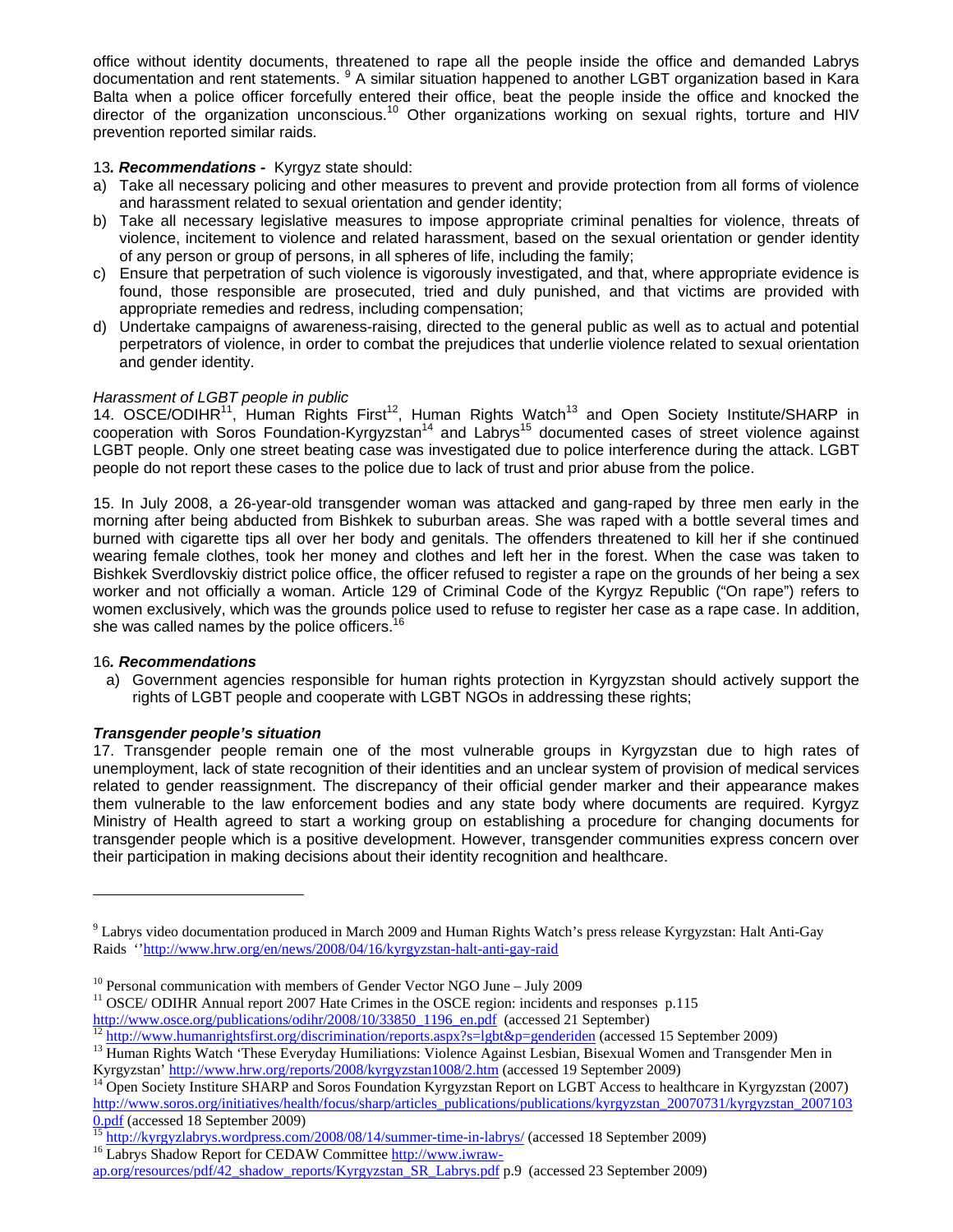office without identity documents, threatened to rape all the people inside the office and demanded Labrys documentation and rent statements. [9] A similar situation happened to another LGBT organization based in Kara Balta when a police officer forcefully entered their office, beat the people inside the office and knocked the director of the organization unconscious.[10] Other organizations working on sexual rights, torture and HIV prevention reported similar raids.

13**. *Recommendations -*** Kyrgyz state should:

a) Take all necessary policing and other measures to prevent and provide protection from all forms of violence and harassment related to sexual orientation and gender identity;
b) Take all necessary legislative measures to impose appropriate criminal penalties for violence, threats of violence, incitement to violence and related harassment, based on the sexual orientation or gender identity of any person or group of persons, in all spheres of life, including the family;
c) Ensure that perpetration of such violence is vigorously investigated, and that, where appropriate evidence is found, those responsible are prosecuted, tried and duly punished, and that victims are provided with appropriate remedies and redress, including compensation;
d) Undertake campaigns of awareness-raising, directed to the general public as well as to actual and potential perpetrators of violence, in order to combat the prejudices that underlie violence related to sexual orientation and gender identity.

*Harassment of LGBT people in public*

14. OSCE/ODIHR[11], Human Rights First[12], Human Rights Watch[13] and Open Society Institute/SHARP in cooperation with Soros Foundation-Kyrgyzstan[14] and Labrys[15] documented cases of street violence against LGBT people. Only one street beating case was investigated due to police interference during the attack. LGBT people do not report these cases to the police due to lack of trust and prior abuse from the police.

15. In July 2008, a 26-year-old transgender woman was attacked and gang-raped by three men early in the morning after being abducted from Bishkek to suburban areas. She was raped with a bottle several times and burned with cigarette tips all over her body and genitals. The offenders threatened to kill her if she continued wearing female clothes, took her money and clothes and left her in the forest. When the case was taken to Bishkek Sverdlovskiy district police office, the officer refused to register a rape on the grounds of her being a sex worker and not officially a woman. Article 129 of Criminal Code of the Kyrgyz Republic ("On rape") refers to women exclusively, which was the grounds police used to refuse to register her case as a rape case. In addition, she was called names by the police officers.[16]

16**. *Recommendations***

a) Government agencies responsible for human rights protection in Kyrgyzstan should actively support the rights of LGBT people and cooperate with LGBT NGOs in addressing these rights;

***Transgender people's situation***

17. Transgender people remain one of the most vulnerable groups in Kyrgyzstan due to high rates of unemployment, lack of state recognition of their identities and an unclear system of provision of medical services related to gender reassignment. The discrepancy of their official gender marker and their appearance makes them vulnerable to the law enforcement bodies and any state body where documents are required. Kyrgyz Ministry of Health agreed to start a working group on establishing a procedure for changing documents for transgender people which is a positive development. However, transgender communities express concern over their participation in making decisions about their identity recognition and healthcare.

---

[9] Labrys video documentation produced in March 2009 and Human Rights Watch's press release Kyrgyzstan: Halt Anti-Gay Raids ''http://www.hrw.org/en/news/2008/04/16/kyrgyzstan-halt-anti-gay-raid

[10] Personal communication with members of Gender Vector NGO June – July 2009

[11] OSCE/ ODIHR Annual report 2007 Hate Crimes in the OSCE region: incidents and responses p.115 http://www.osce.org/publications/odihr/2008/10/33850_1196_en.pdf (accessed 21 September)

[12] http://www.humanrightsfirst.org/discrimination/reports.aspx?s=lgbt&p=genderiden (accessed 15 September 2009)

[13] Human Rights Watch 'These Everyday Humiliations: Violence Against Lesbian, Bisexual Women and Transgender Men in Kyrgyzstan' http://www.hrw.org/reports/2008/kyrgyzstan1008/2.htm (accessed 19 September 2009)

[14] Open Society Institure SHARP and Soros Foundation Kyrgyzstan Report on LGBT Access to healthcare in Kyrgyzstan (2007) http://www.soros.org/initiatives/health/focus/sharp/articles_publications/publications/kyrgyzstan_20070731/kyrgyzstan_20071030.pdf (accessed 18 September 2009)

[15] http://kyrgyzlabrys.wordpress.com/2008/08/14/summer-time-in-labrys/ (accessed 18 September 2009)

[16] Labrys Shadow Report for CEDAW Committee http://www.iwraw-ap.org/resources/pdf/42_shadow_reports/Kyrgyzstan_SR_Labrys.pdf p.9 (accessed 23 September 2009)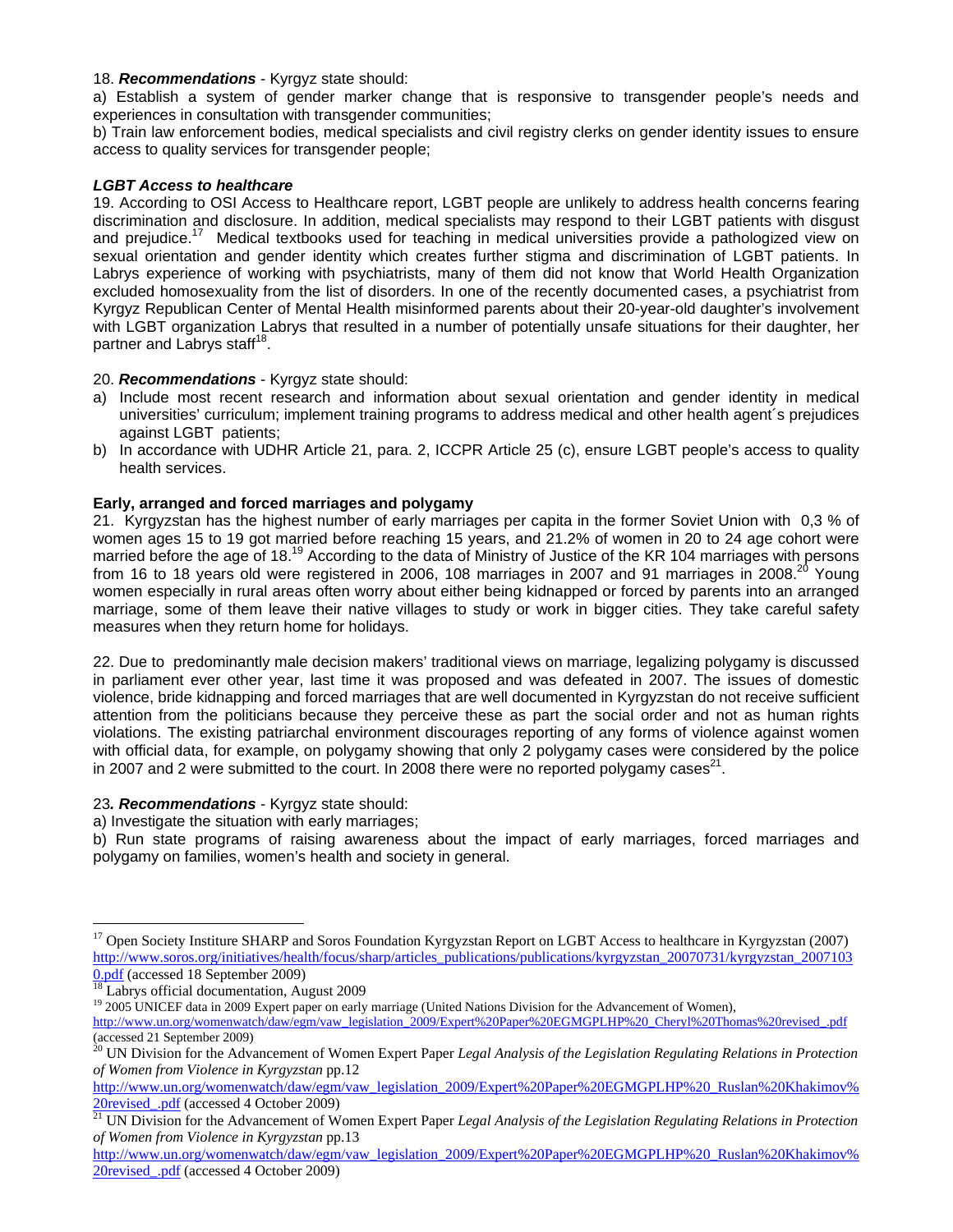18. ***Recommendations*** - Kyrgyz state should:

a) Establish a system of gender marker change that is responsive to transgender people's needs and experiences in consultation with transgender communities;

b) Train law enforcement bodies, medical specialists and civil registry clerks on gender identity issues to ensure access to quality services for transgender people;

***LGBT Access to healthcare***

19. According to OSI Access to Healthcare report, LGBT people are unlikely to address health concerns fearing discrimination and disclosure. In addition, medical specialists may respond to their LGBT patients with disgust and prejudice.[17] Medical textbooks used for teaching in medical universities provide a pathologized view on sexual orientation and gender identity which creates further stigma and discrimination of LGBT patients. In Labrys experience of working with psychiatrists, many of them did not know that World Health Organization excluded homosexuality from the list of disorders. In one of the recently documented cases, a psychiatrist from Kyrgyz Republican Center of Mental Health misinformed parents about their 20-year-old daughter's involvement with LGBT organization Labrys that resulted in a number of potentially unsafe situations for their daughter, her partner and Labrys staff[18].

20. ***Recommendations*** - Kyrgyz state should:

a) Include most recent research and information about sexual orientation and gender identity in medical universities' curriculum; implement training programs to address medical and other health agent´s prejudices against LGBT patients;
b) In accordance with UDHR Article 21, para. 2, ICCPR Article 25 (c), ensure LGBT people's access to quality health services.

**Early, arranged and forced marriages and polygamy**

21. Kyrgyzstan has the highest number of early marriages per capita in the former Soviet Union with 0,3 % of women ages 15 to 19 got married before reaching 15 years, and 21.2% of women in 20 to 24 age cohort were married before the age of 18.[19] According to the data of Ministry of Justice of the KR 104 marriages with persons from 16 to 18 years old were registered in 2006, 108 marriages in 2007 and 91 marriages in 2008.[20] Young women especially in rural areas often worry about either being kidnapped or forced by parents into an arranged marriage, some of them leave their native villages to study or work in bigger cities. They take careful safety measures when they return home for holidays.

22. Due to predominantly male decision makers' traditional views on marriage, legalizing polygamy is discussed in parliament ever other year, last time it was proposed and was defeated in 2007. The issues of domestic violence, bride kidnapping and forced marriages that are well documented in Kyrgyzstan do not receive sufficient attention from the politicians because they perceive these as part the social order and not as human rights violations. The existing patriarchal environment discourages reporting of any forms of violence against women with official data, for example, on polygamy showing that only 2 polygamy cases were considered by the police in 2007 and 2 were submitted to the court. In 2008 there were no reported polygamy cases[21].

23***. Recommendations*** - Kyrgyz state should:

a) Investigate the situation with early marriages;

b) Run state programs of raising awareness about the impact of early marriages, forced marriages and polygamy on families, women's health and society in general.

---

[17] Open Society Institute SHARP and Soros Foundation Kyrgyzstan Report on LGBT Access to healthcare in Kyrgyzstan (2007) http://www.soros.org/initiatives/health/focus/sharp/articles_publications/publications/kyrgyzstan_20070731/kyrgyzstan_20071030.pdf (accessed 18 September 2009)

[18] Labrys official documentation, August 2009

[19] 2005 UNICEF data in 2009 Expert paper on early marriage (United Nations Division for the Advancement of Women), http://www.un.org/womenwatch/daw/egm/vaw_legislation_2009/Expert%20Paper%20EGMGPLHP%20_Cheryl%20Thomas%20revised_.pdf (accessed 21 September 2009)

[20] UN Division for the Advancement of Women Expert Paper *Legal Analysis of the Legislation Regulating Relations in Protection of Women from Violence in Kyrgyzstan* pp.12 http://www.un.org/womenwatch/daw/egm/vaw_legislation_2009/Expert%20Paper%20EGMGPLHP%20_Ruslan%20Khakimov%20revised_.pdf (accessed 4 October 2009)

[21] UN Division for the Advancement of Women Expert Paper *Legal Analysis of the Legislation Regulating Relations in Protection of Women from Violence in Kyrgyzstan* pp.13 http://www.un.org/womenwatch/daw/egm/vaw_legislation_2009/Expert%20Paper%20EGMGPLHP%20_Ruslan%20Khakimov%20revised_.pdf (accessed 4 October 2009)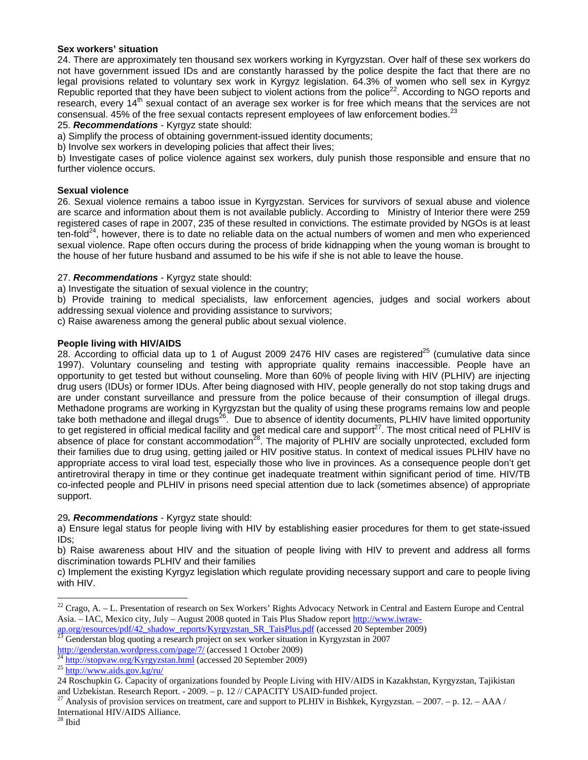**Sex workers' situation**

24. There are approximately ten thousand sex workers working in Kyrgyzstan. Over half of these sex workers do not have government issued IDs and are constantly harassed by the police despite the fact that there are no legal provisions related to voluntary sex work in Kyrgyz legislation. 64.3% of women who sell sex in Kyrgyz Republic reported that they have been subject to violent actions from the police[22]. According to NGO reports and research, every 14th sexual contact of an average sex worker is for free which means that the services are not consensual. 45% of the free sexual contacts represent employees of law enforcement bodies.[23]

25. ***Recommendations*** - Kyrgyz state should:

a) Simplify the process of obtaining government-issued identity documents;

b) Involve sex workers in developing policies that affect their lives;

b) Investigate cases of police violence against sex workers, duly punish those responsible and ensure that no further violence occurs.

**Sexual violence**

26. Sexual violence remains a taboo issue in Kyrgyzstan. Services for survivors of sexual abuse and violence are scarce and information about them is not available publicly. According to Ministry of Interior there were 259 registered cases of rape in 2007, 235 of these resulted in convictions. The estimate provided by NGOs is at least ten-fold[24], however, there is to date no reliable data on the actual numbers of women and men who experienced sexual violence. Rape often occurs during the process of bride kidnapping when the young woman is brought to the house of her future husband and assumed to be his wife if she is not able to leave the house.

27. ***Recommendations*** - Kyrgyz state should:

a) Investigate the situation of sexual violence in the country;

b) Provide training to medical specialists, law enforcement agencies, judges and social workers about addressing sexual violence and providing assistance to survivors;

c) Raise awareness among the general public about sexual violence.

**People living with HIV/AIDS**

28. According to official data up to 1 of August 2009 2476 HIV cases are registered[25] (cumulative data since 1997). Voluntary counseling and testing with appropriate quality remains inaccessible. People have an opportunity to get tested but without counseling. More than 60% of people living with HIV (PLHIV) are injecting drug users (IDUs) or former IDUs. After being diagnosed with HIV, people generally do not stop taking drugs and are under constant surveillance and pressure from the police because of their consumption of illegal drugs. Methadone programs are working in Kyrgyzstan but the quality of using these programs remains low and people take both methadone and illegal drugs[26]. Due to absence of identity documents, PLHIV have limited opportunity to get registered in official medical facility and get medical care and support[27]. The most critical need of PLHIV is absence of place for constant accommodation[28]. The majority of PLHIV are socially unprotected, excluded form their families due to drug using, getting jailed or HIV positive status. In context of medical issues PLHIV have no appropriate access to viral load test, especially those who live in provinces. As a consequence people don't get antiretroviral therapy in time or they continue get inadequate treatment within significant period of time. HIV/TB co-infected people and PLHIV in prisons need special attention due to lack (sometimes absence) of appropriate support.

29***. Recommendations*** - Kyrgyz state should:

a) Ensure legal status for people living with HIV by establishing easier procedures for them to get state-issued IDs;

b) Raise awareness about HIV and the situation of people living with HIV to prevent and address all forms discrimination towards PLHIV and their families

c) Implement the existing Kyrgyz legislation which regulate providing necessary support and care to people living with HIV.

---

[22] Crago, A. – L. Presentation of research on Sex Workers' Rights Advocacy Network in Central and Eastern Europe and Central Asia. – IAC, Mexico city, July – August 2008 quoted in Tais Plus Shadow report http://www.iwraw-ap.org/resources/pdf/42_shadow_reports/Kyrgyzstan_SR_TaisPlus.pdf (accessed 20 September 2009)

[23] Genderstan blog quoting a research project on sex worker situation in Kyrgyzstan in 2007 http://genderstan.wordpress.com/page/7/ (accessed 1 October 2009)

[24] http://stopvaw.org/Kyrgyzstan.html (accessed 20 September 2009)

[25] http://www.aids.gov.kg/ru/

24 Roschupkin G. Capacity of organizations founded by People Living with HIV/AIDS in Kazakhstan, Kyrgyzstan, Tajikistan and Uzbekistan. Research Report. - 2009. – p. 12 // CAPACITY USAID-funded project.

[27] Analysis of provision services on treatment, care and support to PLHIV in Bishkek, Kyrgyzstan. – 2007. – p. 12. – AAA / International HIV/AIDS Alliance.

[28] Ibid